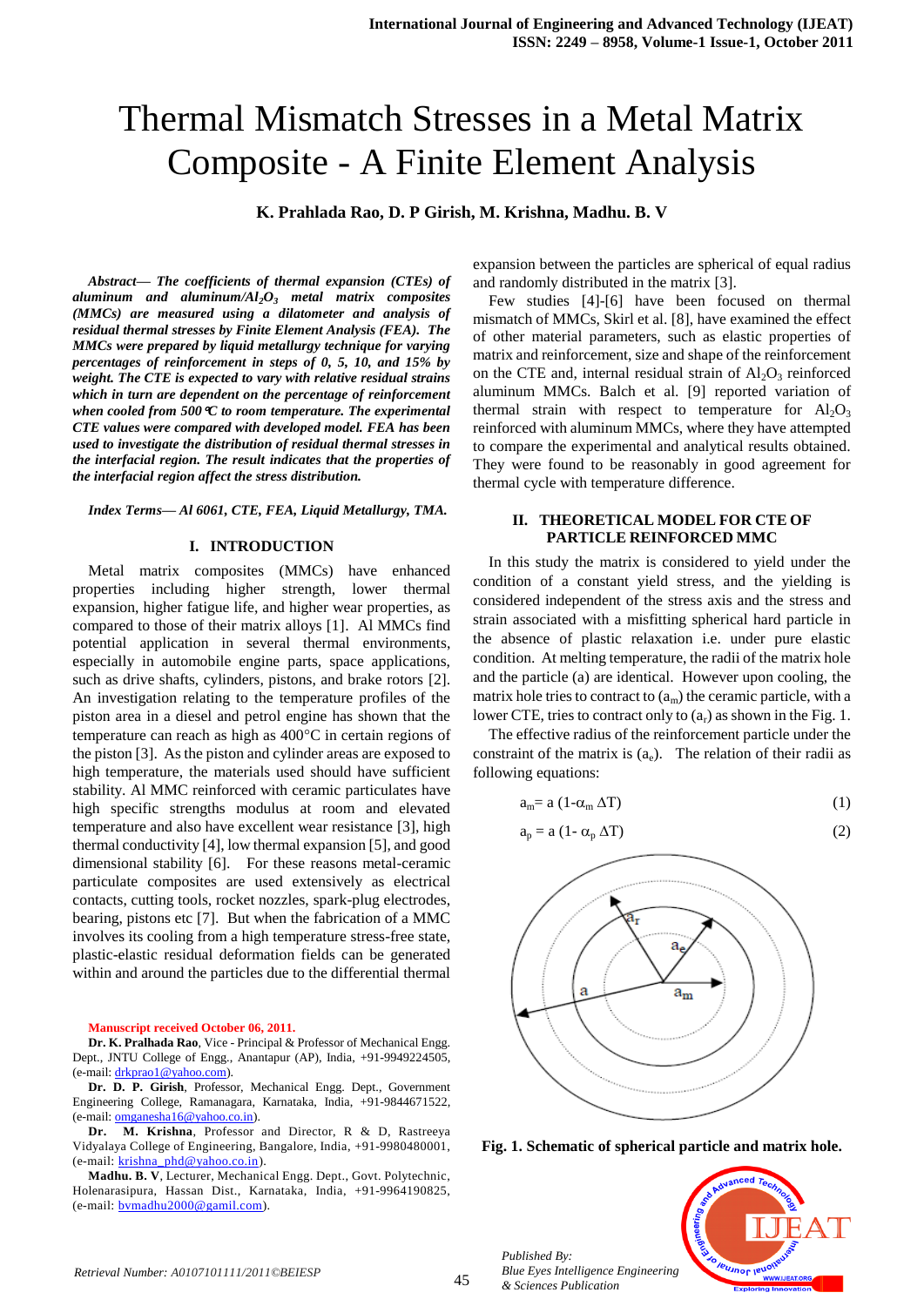# Thermal Mismatch Stresses in a Metal Matrix Composite - A Finite Element Analysis

**K. Prahlada Rao, D. P Girish, M. Krishna, Madhu. B. V**

***Abstract—*** ***The coefficients of thermal expansion (CTEs) of aluminum and aluminum/$Al_2O_3$ metal matrix composites (MMCs) are measured using a dilatometer and analysis of residual thermal stresses by Finite Element Analysis (FEA). The MMCs were prepared by liquid metallurgy technique for varying percentages of reinforcement in steps of 0, 5, 10, and 15% by weight. The CTE is expected to vary with relative residual strains which in turn are dependent on the percentage of reinforcement when cooled from 500°C to room temperature. The experimental CTE values were compared with developed model. FEA has been used to investigate the distribution of residual thermal stresses in the interfacial region. The result indicates that the properties of the interfacial region affect the stress distribution.***

***Index Terms—*** ***Al 6061, CTE, FEA, Liquid Metallurgy, TMA.***

## I. INTRODUCTION

Metal matrix composites (MMCs) have enhanced properties including higher strength, lower thermal expansion, higher fatigue life, and higher wear properties, as compared to those of their matrix alloys [1]. Al MMCs find potential application in several thermal environments, especially in automobile engine parts, space applications, such as drive shafts, cylinders, pistons, and brake rotors [2]. An investigation relating to the temperature profiles of the piston area in a diesel and petrol engine has shown that the temperature can reach as high as 400°C in certain regions of the piston [3]. As the piston and cylinder areas are exposed to high temperature, the materials used should have sufficient stability. Al MMC reinforced with ceramic particulates have high specific strengths modulus at room and elevated temperature and also have excellent wear resistance [3], high thermal conductivity [4], low thermal expansion [5], and good dimensional stability [6]. For these reasons metal-ceramic particulate composites are used extensively as electrical contacts, cutting tools, rocket nozzles, spark-plug electrodes, bearing, pistons etc [7]. But when the fabrication of a MMC involves its cooling from a high temperature stress-free state, plastic-elastic residual deformation fields can be generated within and around the particles due to the differential thermal expansion between the particles are spherical of equal radius and randomly distributed in the matrix [3].

Few studies [4]-[6] have been focused on thermal mismatch of MMCs, Skirl et al. [8], have examined the effect of other material parameters, such as elastic properties of matrix and reinforcement, size and shape of the reinforcement on the CTE and, internal residual strain of $Al_2O_3$ reinforced aluminum MMCs. Balch et al. [9] reported variation of thermal strain with respect to temperature for $Al_2O_3$ reinforced with aluminum MMCs, where they have attempted to compare the experimental and analytical results obtained. They were found to be reasonably in good agreement for thermal cycle with temperature difference.

**Manuscript received October 06, 2011.**

**Dr. K. Pralhada Rao**, Vice - Principal & Professor of Mechanical Engg. Dept., JNTU College of Engg., Anantapur (AP), India, +91-9949224505, (e-mail: drkprao1@yahoo.com).

**Dr. D. P. Girish**, Professor, Mechanical Engg. Dept., Government Engineering College, Ramanagara, Karnataka, India, +91-9844671522, (e-mail: omganesha16@yahoo.co.in).

**Dr. M. Krishna**, Professor and Director, R & D, Rastreeya Vidyalaya College of Engineering, Bangalore, India, +91-9980480001, (e-mail: krishna_phd@yahoo.co.in).

**Madhu. B. V**, Lecturer, Mechanical Engg. Dept., Govt. Polytechnic, Holenarasipura, Hassan Dist., Karnataka, India, +91-9964190825, (e-mail: bvmadhu2000@gamil.com).

## II. THEORETICAL MODEL FOR CTE OF PARTICLE REINFORCED MMC

In this study the matrix is considered to yield under the condition of a constant yield stress, and the yielding is considered independent of the stress axis and the stress and strain associated with a misfitting spherical hard particle in the absence of plastic relaxation i.e. under pure elastic condition. At melting temperature, the radii of the matrix hole and the particle (a) are identical. However upon cooling, the matrix hole tries to contract to ($a_m$) the ceramic particle, with a lower CTE, tries to contract only to ($a_r$) as shown in the Fig. 1.

The effective radius of the reinforcement particle under the constraint of the matrix is ($a_e$). The relation of their radii as following equations:

$$a_m = a\,(1 - \alpha_m\,\Delta T) \tag{1}$$

$$a_p = a\,(1 - \alpha_p\,\Delta T) \tag{2}$$

**Fig. 1. Schematic of spherical particle and matrix hole.**

Retrieval Number: A0107101111/2011©BEIESP

Published By: Blue Eyes Intelligence Engineering & Sciences Publication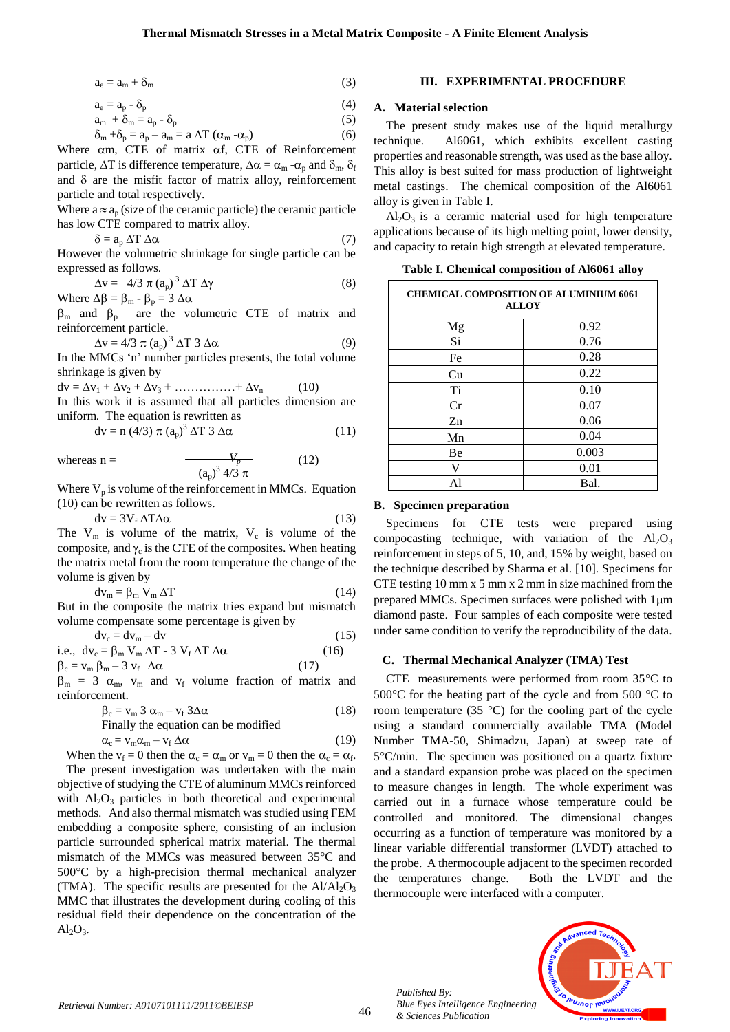$$a_e = a_m + \delta_m \quad (3)$$

$$a_e = a_p - \delta_p \quad (4)$$

$$a_m + \delta_m = a_p - \delta_p \quad (5)$$

$$\delta_m + \delta_p = a_p - a_m = a\,\Delta T\,(\alpha_m - \alpha_p) \quad (6)$$

Where αm, CTE of matrix αf, CTE of Reinforcement particle, ΔT is difference temperature, $\Delta\alpha = \alpha_m - \alpha_p$ and $\delta_m$, $\delta_f$ and δ are the misfit factor of matrix alloy, reinforcement particle and total respectively.

Where $a \approx a_p$ (size of the ceramic particle) the ceramic particle has low CTE compared to matrix alloy.

$$\delta = a_p\,\Delta T\,\Delta\alpha \quad (7)$$

However the volumetric shrinkage for single particle can be expressed as follows.

$$\Delta v = 4/3\,\pi\,(a_p)^3\,\Delta T\,\Delta\gamma \quad (8)$$

Where $\Delta\beta = \beta_m - \beta_p = 3\,\Delta\alpha$

$\beta_m$ and $\beta_p$ are the volumetric CTE of matrix and reinforcement particle.

$$\Delta v = 4/3\,\pi\,(a_p)^3\,\Delta T\,3\,\Delta\alpha \quad (9)$$

In the MMCs 'n' number particles presents, the total volume shrinkage is given by

$$dv = \Delta v_1 + \Delta v_2 + \Delta v_3 + \ldots\ldots\ldots\ldots\ldots + \Delta v_n \quad (10)$$

In this work it is assumed that all particles dimension are uniform. The equation is rewritten as

$$dv = n\,(4/3)\,\pi\,(a_p)^3\,\Delta T\,3\,\Delta\alpha \quad (11)$$

$$\text{whereas } n = \frac{V_p}{(a_p)^3\,4/3\,\pi} \quad (12)$$

Where $V_p$ is volume of the reinforcement in MMCs. Equation (10) can be rewritten as follows.

$$dv = 3V_f\,\Delta T\Delta\alpha \quad (13)$$

The $V_m$ is volume of the matrix, $V_c$ is volume of the composite, and $\gamma_c$ is the CTE of the composites. When heating the matrix metal from the room temperature the change of the volume is given by

$$dv_m = \beta_m\,V_m\,\Delta T \quad (14)$$

But in the composite the matrix tries expand but mismatch volume compensate some percentage is given by

$$dv_c = dv_m - dv \quad (15)$$

$$\text{i.e., } dv_c = \beta_m\,V_m\,\Delta T - 3\,V_f\,\Delta T\,\Delta\alpha \quad (16)$$

$$\beta_c = v_m\,\beta_m - 3\,v_f\,\Delta\alpha \quad (17)$$

$\beta_m = 3\,\alpha_m$, $v_m$ and $v_f$ volume fraction of matrix and reinforcement.

$$\beta_c = v_m\,3\,\alpha_m - v_f\,3\Delta\alpha \quad (18)$$

Finally the equation can be modified

$$\alpha_c = v_m\alpha_m - v_f\,\Delta\alpha \quad (19)$$

When the $v_f = 0$ then the $\alpha_c = \alpha_m$ or $v_m = 0$ then the $\alpha_c = \alpha_f$.

The present investigation was undertaken with the main objective of studying the CTE of aluminum MMCs reinforced with $Al_2O_3$ particles in both theoretical and experimental methods. And also thermal mismatch was studied using FEM embedding a composite sphere, consisting of an inclusion particle surrounded spherical matrix material. The thermal mismatch of the MMCs was measured between 35°C and 500°C by a high-precision thermal mechanical analyzer (TMA). The specific results are presented for the $Al/Al_2O_3$ MMC that illustrates the development during cooling of this residual field their dependence on the concentration of the $Al_2O_3$.

## III. EXPERIMENTAL PROCEDURE

### A. Material selection

The present study makes use of the liquid metallurgy technique. Al6061, which exhibits excellent casting properties and reasonable strength, was used as the base alloy. This alloy is best suited for mass production of lightweight metal castings. The chemical composition of the Al6061 alloy is given in Table I.

$Al_2O_3$ is a ceramic material used for high temperature applications because of its high melting point, lower density, and capacity to retain high strength at elevated temperature.

**Table I. Chemical composition of Al6061 alloy**

| CHEMICAL COMPOSITION OF ALUMINIUM 6061 ALLOY | |
|---|---|
| Mg | 0.92 |
| Si | 0.76 |
| Fe | 0.28 |
| Cu | 0.22 |
| Ti | 0.10 |
| Cr | 0.07 |
| Zn | 0.06 |
| Mn | 0.04 |
| Be | 0.003 |
| V | 0.01 |
| Al | Bal. |

### B. Specimen preparation

Specimens for CTE tests were prepared using compocasting technique, with variation of the $Al_2O_3$ reinforcement in steps of 5, 10, and, 15% by weight, based on the technique described by Sharma et al. [10]. Specimens for CTE testing 10 mm x 5 mm x 2 mm in size machined from the prepared MMCs. Specimen surfaces were polished with 1μm diamond paste. Four samples of each composite were tested under same condition to verify the reproducibility of the data.

### C. Thermal Mechanical Analyzer (TMA) Test

CTE measurements were performed from room 35°C to 500°C for the heating part of the cycle and from 500 °C to room temperature (35 °C) for the cooling part of the cycle using a standard commercially available TMA (Model Number TMA-50, Shimadzu, Japan) at sweep rate of 5°C/min. The specimen was positioned on a quartz fixture and a standard expansion probe was placed on the specimen to measure changes in length. The whole experiment was carried out in a furnace whose temperature could be controlled and monitored. The dimensional changes occurring as a function of temperature was monitored by a linear variable differential transformer (LVDT) attached to the probe. A thermocouple adjacent to the specimen recorded the temperatures change. Both the LVDT and the thermocouple were interfaced with a computer.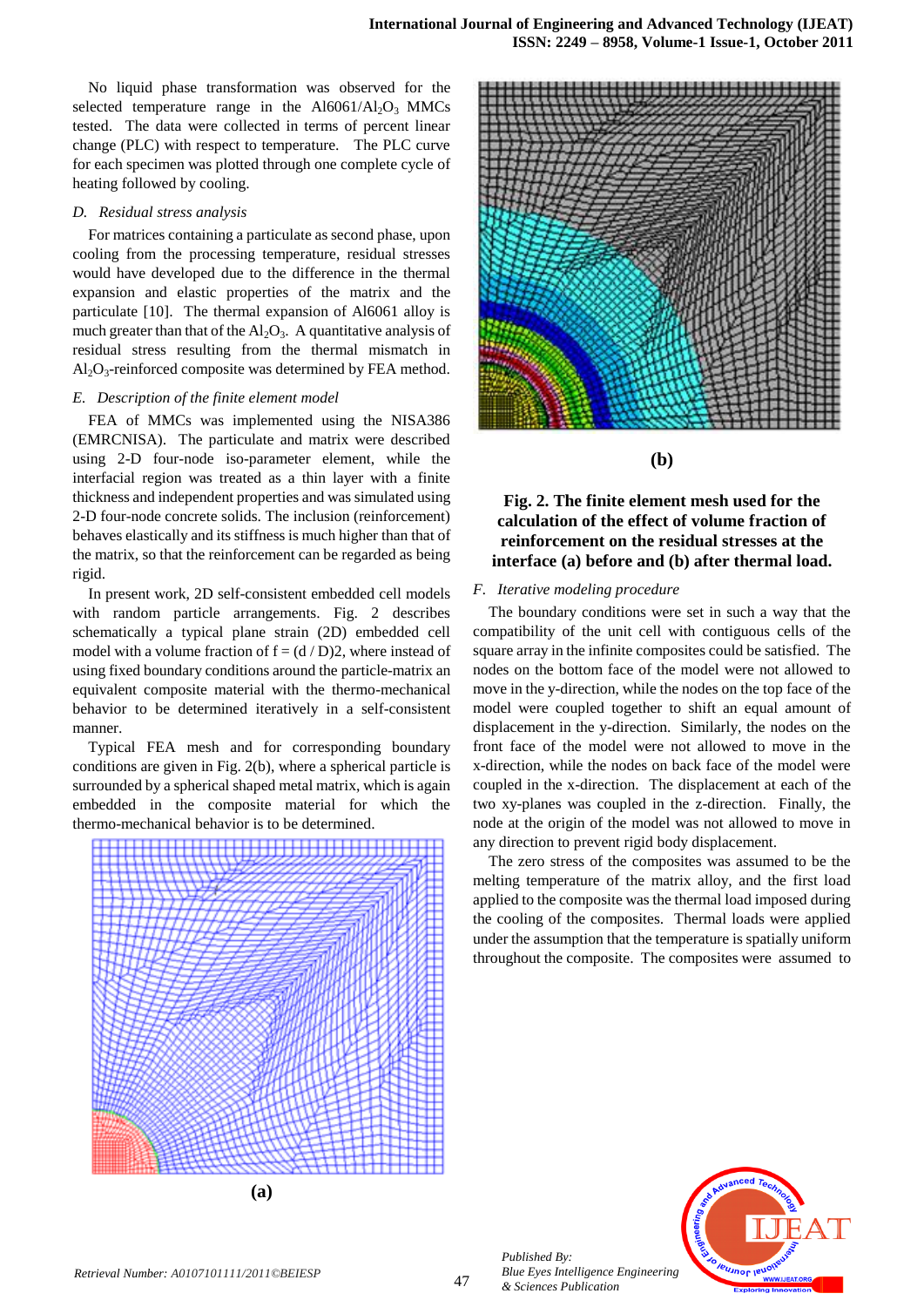No liquid phase transformation was observed for the selected temperature range in the Al6061/$Al_2O_3$ MMCs tested. The data were collected in terms of percent linear change (PLC) with respect to temperature. The PLC curve for each specimen was plotted through one complete cycle of heating followed by cooling.

### *D. Residual stress analysis*

For matrices containing a particulate as second phase, upon cooling from the processing temperature, residual stresses would have developed due to the difference in the thermal expansion and elastic properties of the matrix and the particulate [10]. The thermal expansion of Al6061 alloy is much greater than that of the $Al_2O_3$. A quantitative analysis of residual stress resulting from the thermal mismatch in $Al_2O_3$-reinforced composite was determined by FEA method.

### *E. Description of the finite element model*

FEA of MMCs was implemented using the NISA386 (EMRCNISA). The particulate and matrix were described using 2-D four-node iso-parameter element, while the interfacial region was treated as a thin layer with a finite thickness and independent properties and was simulated using 2-D four-node concrete solids. The inclusion (reinforcement) behaves elastically and its stiffness is much higher than that of the matrix, so that the reinforcement can be regarded as being rigid.

In present work, 2D self-consistent embedded cell models with random particle arrangements. Fig. 2 describes schematically a typical plane strain (2D) embedded cell model with a volume fraction of $f = (d / D)2$, where instead of using fixed boundary conditions around the particle-matrix an equivalent composite material with the thermo-mechanical behavior to be determined iteratively in a self-consistent manner.

Typical FEA mesh and for corresponding boundary conditions are given in Fig. 2(b), where a spherical particle is surrounded by a spherical shaped metal matrix, which is again embedded in the composite material for which the thermo-mechanical behavior is to be determined.

**(a)**

**(b)**

**Fig. 2. The finite element mesh used for the calculation of the effect of volume fraction of reinforcement on the residual stresses at the interface (a) before and (b) after thermal load.**

### *F. Iterative modeling procedure*

The boundary conditions were set in such a way that the compatibility of the unit cell with contiguous cells of the square array in the infinite composites could be satisfied. The nodes on the bottom face of the model were not allowed to move in the y-direction, while the nodes on the top face of the model were coupled together to shift an equal amount of displacement in the y-direction. Similarly, the nodes on the front face of the model were not allowed to move in the x-direction, while the nodes on back face of the model were coupled in the x-direction. The displacement at each of the two xy-planes was coupled in the z-direction. Finally, the node at the origin of the model was not allowed to move in any direction to prevent rigid body displacement.

The zero stress of the composites was assumed to be the melting temperature of the matrix alloy, and the first load applied to the composite was the thermal load imposed during the cooling of the composites. Thermal loads were applied under the assumption that the temperature is spatially uniform throughout the composite. The composites were assumed to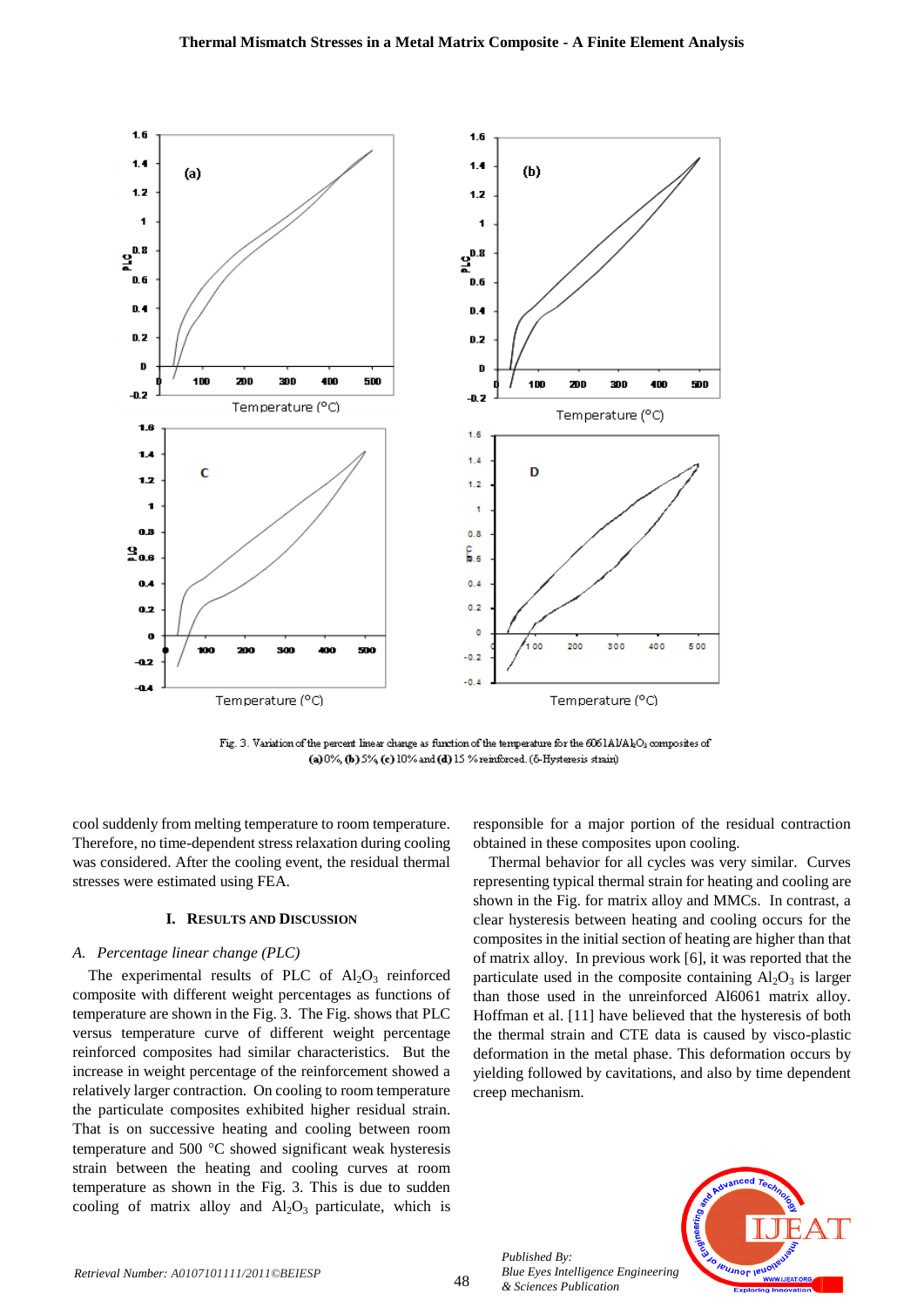Fig. 3. Variation of the percent linear change as function of the temperature for the 6061Al/$Al_2O_3$ composites of (a) 0%, (b) 5%, (c) 10% and (d) 15 % reinforced. (δ-Hysteresis strain)

cool suddenly from melting temperature to room temperature. Therefore, no time-dependent stress relaxation during cooling was considered. After the cooling event, the residual thermal stresses were estimated using FEA.

## I. RESULTS AND DISCUSSION

### A. Percentage linear change (PLC)

The experimental results of PLC of $Al_2O_3$ reinforced composite with different weight percentages as functions of temperature are shown in the Fig. 3. The Fig. shows that PLC versus temperature curve of different weight percentage reinforced composites had similar characteristics. But the increase in weight percentage of the reinforcement showed a relatively larger contraction. On cooling to room temperature the particulate composites exhibited higher residual strain. That is on successive heating and cooling between room temperature and 500 °C showed significant weak hysteresis strain between the heating and cooling curves at room temperature as shown in the Fig. 3. This is due to sudden cooling of matrix alloy and $Al_2O_3$ particulate, which is responsible for a major portion of the residual contraction obtained in these composites upon cooling.

Thermal behavior for all cycles was very similar. Curves representing typical thermal strain for heating and cooling are shown in the Fig. for matrix alloy and MMCs. In contrast, a clear hysteresis between heating and cooling occurs for the composites in the initial section of heating are higher than that of matrix alloy. In previous work [6], it was reported that the particulate used in the composite containing $Al_2O_3$ is larger than those used in the unreinforced Al6061 matrix alloy. Hoffman et al. [11] have believed that the hysteresis of both the thermal strain and CTE data is caused by visco-plastic deformation in the metal phase. This deformation occurs by yielding followed by cavitations, and also by time dependent creep mechanism.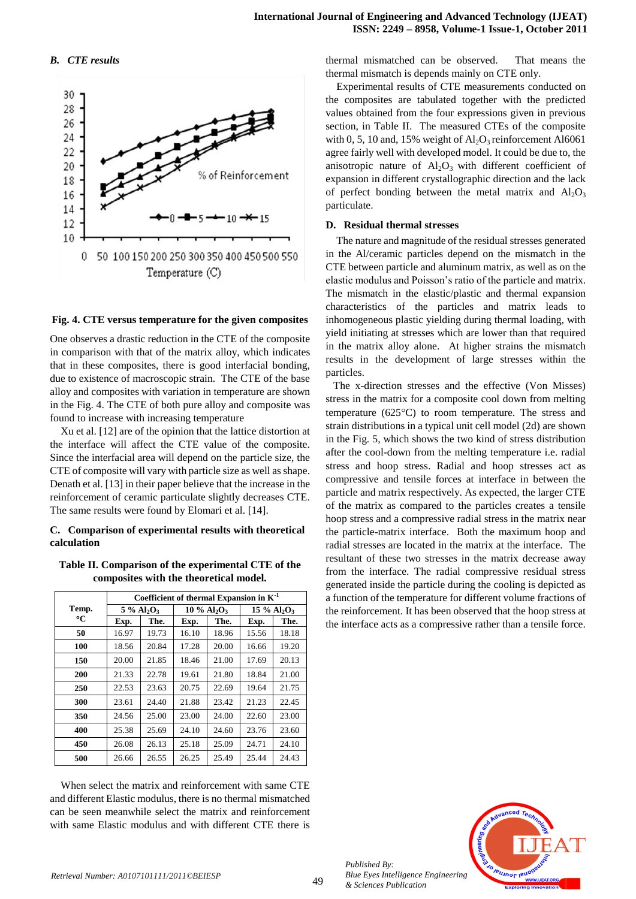### B. CTE results

Fig. 4. CTE versus temperature for the given composites

One observes a drastic reduction in the CTE of the composite in comparison with that of the matrix alloy, which indicates that in these composites, there is good interfacial bonding, due to existence of macroscopic strain. The CTE of the base alloy and composites with variation in temperature are shown in the Fig. 4. The CTE of both pure alloy and composite was found to increase with increasing temperature

Xu et al. [12] are of the opinion that the lattice distortion at the interface will affect the CTE value of the composite. Since the interfacial area will depend on the particle size, the CTE of composite will vary with particle size as well as shape. Denath et al. [13] in their paper believe that the increase in the reinforcement of ceramic particulate slightly decreases CTE. The same results were found by Elomari et al. [14].

### C. Comparison of experimental results with theoretical calculation

**Table II. Comparison of the experimental CTE of the composites with the theoretical model.**

| Temp. °C | Coefficient of thermal Expansion in $K^{-1}$ | | | | | |
|---|---|---|---|---|---|---|
| | 5 % $Al_2O_3$ | | 10 % $Al_2O_3$ | | 15 % $Al_2O_3$ | |
| | Exp. | The. | Exp. | The. | Exp. | The. |
| **50** | 16.97 | 19.73 | 16.10 | 18.96 | 15.56 | 18.18 |
| **100** | 18.56 | 20.84 | 17.28 | 20.00 | 16.66 | 19.20 |
| **150** | 20.00 | 21.85 | 18.46 | 21.00 | 17.69 | 20.13 |
| **200** | 21.33 | 22.78 | 19.61 | 21.80 | 18.84 | 21.00 |
| **250** | 22.53 | 23.63 | 20.75 | 22.69 | 19.64 | 21.75 |
| **300** | 23.61 | 24.40 | 21.88 | 23.42 | 21.23 | 22.45 |
| **350** | 24.56 | 25.00 | 23.00 | 24.00 | 22.60 | 23.00 |
| **400** | 25.38 | 25.69 | 24.10 | 24.60 | 23.76 | 23.60 |
| **450** | 26.08 | 26.13 | 25.18 | 25.09 | 24.71 | 24.10 |
| **500** | 26.66 | 26.55 | 26.25 | 25.49 | 25.44 | 24.43 |

When select the matrix and reinforcement with same CTE and different Elastic modulus, there is no thermal mismatched can be seen meanwhile select the matrix and reinforcement with same Elastic modulus and with different CTE there is thermal mismatched can be observed. That means the thermal mismatch is depends mainly on CTE only.

Experimental results of CTE measurements conducted on the composites are tabulated together with the predicted values obtained from the four expressions given in previous section, in Table II. The measured CTEs of the composite with 0, 5, 10 and, 15% weight of $Al_2O_3$ reinforcement Al6061 agree fairly well with developed model. It could be due to, the anisotropic nature of $Al_2O_3$ with different coefficient of expansion in different crystallographic direction and the lack of perfect bonding between the metal matrix and $Al_2O_3$ particulate.

### D. Residual thermal stresses

The nature and magnitude of the residual stresses generated in the Al/ceramic particles depend on the mismatch in the CTE between particle and aluminum matrix, as well as on the elastic modulus and Poisson's ratio of the particle and matrix. The mismatch in the elastic/plastic and thermal expansion characteristics of the particles and matrix leads to inhomogeneous plastic yielding during thermal loading, with yield initiating at stresses which are lower than that required in the matrix alloy alone. At higher strains the mismatch results in the development of large stresses within the particles.

The x-direction stresses and the effective (Von Misses) stress in the matrix for a composite cool down from melting temperature (625°C) to room temperature. The stress and strain distributions in a typical unit cell model (2d) are shown in the Fig. 5, which shows the two kind of stress distribution after the cool-down from the melting temperature i.e. radial stress and hoop stress. Radial and hoop stresses act as compressive and tensile forces at interface in between the particle and matrix respectively. As expected, the larger CTE of the matrix as compared to the particles creates a tensile hoop stress and a compressive radial stress in the matrix near the particle-matrix interface. Both the maximum hoop and radial stresses are located in the matrix at the interface. The resultant of these two stresses in the matrix decrease away from the interface. The radial compressive residual stress generated inside the particle during the cooling is depicted as a function of the temperature for different volume fractions of the reinforcement. It has been observed that the hoop stress at the interface acts as a compressive rather than a tensile force.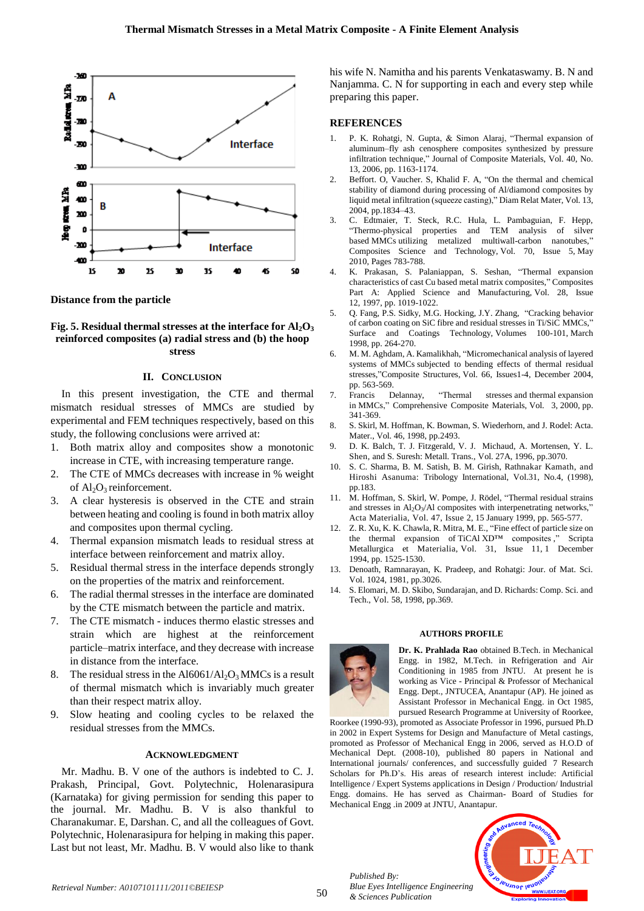Distance from the particle

**Fig. 5. Residual thermal stresses at the interface for $Al_2O_3$ reinforced composites (a) radial stress and (b) the hoop stress**

## II. Conclusion

In this present investigation, the CTE and thermal mismatch residual stresses of MMCs are studied by experimental and FEM techniques respectively, based on this study, the following conclusions were arrived at:

1. Both matrix alloy and composites show a monotonic increase in CTE, with increasing temperature range.
2. The CTE of MMCs decreases with increase in % weight of $Al_2O_3$ reinforcement.
3. A clear hysteresis is observed in the CTE and strain between heating and cooling is found in both matrix alloy and composites upon thermal cycling.
4. Thermal expansion mismatch leads to residual stress at interface between reinforcement and matrix alloy.
5. Residual thermal stress in the interface depends strongly on the properties of the matrix and reinforcement.
6. The radial thermal stresses in the interface are dominated by the CTE mismatch between the particle and matrix.
7. The CTE mismatch - induces thermo elastic stresses and strain which are highest at the reinforcement particle–matrix interface, and they decrease with increase in distance from the interface.
8. The residual stress in the Al6061/$Al_2O_3$ MMCs is a result of thermal mismatch which is invariably much greater than their respect matrix alloy.
9. Slow heating and cooling cycles to be relaxed the residual stresses from the MMCs.

## Acknowledgment

Mr. Madhu. B. V one of the authors is indebted to C. J. Prakash, Principal, Govt. Polytechnic, Holenarasipura (Karnataka) for giving permission for sending this paper to the journal. Mr. Madhu. B. V is also thankful to Charanakumar. E, Darshan. C, and all the colleagues of Govt. Polytechnic, Holenarasipura for helping in making this paper. Last but not least, Mr. Madhu. B. V would also like to thank his wife N. Namitha and his parents Venkataswamy. B. N and Nanjamma. C. N for supporting in each and every step while preparing this paper.

## REFERENCES

1. P. K. Rohatgi, N. Gupta, & Simon Alaraj, "Thermal expansion of aluminum–fly ash cenosphere composites synthesized by pressure infiltration technique," Journal of Composite Materials, Vol. 40, No. 13, 2006, pp. 1163-1174.
2. Beffort. O, Vaucher. S, Khalid F. A, "On the thermal and chemical stability of diamond during processing of Al/diamond composites by liquid metal infiltration (squeeze casting)," Diam Relat Mater, Vol. 13, 2004, pp.1834–43.
3. C. Edtmaier, T. Steck, R.C. Hula, L. Pambaguian, F. Hepp, "Thermo-physical properties and TEM analysis of silver based MMCs utilizing metalized multiwall-carbon nanotubes," Composites Science and Technology, Vol. 70, Issue 5, May 2010, Pages 783-788.
4. K. Prakasan, S. Palaniappan, S. Seshan, "Thermal expansion characteristics of cast Cu based metal matrix composites," Composites Part A: Applied Science and Manufacturing, Vol. 28, Issue 12, 1997, pp. 1019-1022.
5. Q. Fang, P.S. Sidky, M.G. Hocking, J.Y. Zhang, "Cracking behavior of carbon coating on SiC fibre and residual stresses in Ti/SiC MMCs," Surface and Coatings Technology, Volumes 100-101, March 1998, pp. 264-270.
6. M. M. Aghdam, A. Kamalikhah, "Micromechanical analysis of layered systems of MMCs subjected to bending effects of thermal residual stresses,"Composite Structures, Vol. 66, Issues1-4, December 2004, pp. 563-569.
7. Francis Delannay, "Thermal stresses and thermal expansion in MMCs," Comprehensive Composite Materials, Vol. 3, 2000, pp. 341-369.
8. S. Skirl, M. Hoffman, K. Bowman, S. Wiederhorn, and J. Rodel: Acta. Mater., Vol. 46, 1998, pp.2493.
9. D. K. Balch, T. J. Fitzgerald, V. J. Michaud, A. Mortensen, Y. L. Shen, and S. Suresh: Metall. Trans., Vol. 27A, 1996, pp.3070.
10. S. C. Sharma, B. M. Satish, B. M. Girish, Rathnakar Kamath, and Hiroshi Asanuma: Tribology International, Vol.31, No.4, (1998), pp.183.
11. M. Hoffman, S. Skirl, W. Pompe, J. Rödel, "Thermal residual strains and stresses in $Al_2O_3$/Al composites with interpenetrating networks," Acta Materialia, Vol. 47, Issue 2, 15 January 1999, pp. 565-577.
12. Z. R. Xu, K. K. Chawla, R. Mitra, M. E., "Fine effect of particle size on the thermal expansion of TiCAl XD™ composites ," Scripta Metallurgica et Materialia, Vol. 31, Issue 11, 1 December 1994, pp. 1525-1530.
13. Denoath, Ramnarayan, K. Pradeep, and Rohatgi: Jour. of Mat. Sci. Vol. 1024, 1981, pp.3026.
14. S. Elomari, M. D. Skibo, Sundarajan, and D. Richards: Comp. Sci. and Tech., Vol. 58, 1998, pp.369.

### AUTHORS PROFILE

**Dr. K. Prahlada Rao** obtained B.Tech. in Mechanical Engg. in 1982, M.Tech. in Refrigeration and Air Conditioning in 1985 from JNTU. At present he is working as Vice - Principal & Professor of Mechanical Engg. Dept., JNTUCEA, Anantapur (AP). He joined as Assistant Professor in Mechanical Engg. in Oct 1985, pursued Research Programme at University of Roorkee, Roorkee (1990-93), promoted as Associate Professor in 1996, pursued Ph.D in 2002 in Expert Systems for Design and Manufacture of Metal castings, promoted as Professor of Mechanical Engg in 2006, served as H.O.D of Mechanical Dept. (2008-10), published 80 papers in National and International journals/ conferences, and successfully guided 7 Research Scholars for Ph.D's. His areas of research interest include: Artificial Intelligence / Expert Systems applications in Design / Production/ Industrial Engg. domains. He has served as Chairman- Board of Studies for Mechanical Engg .in 2009 at JNTU, Anantapur.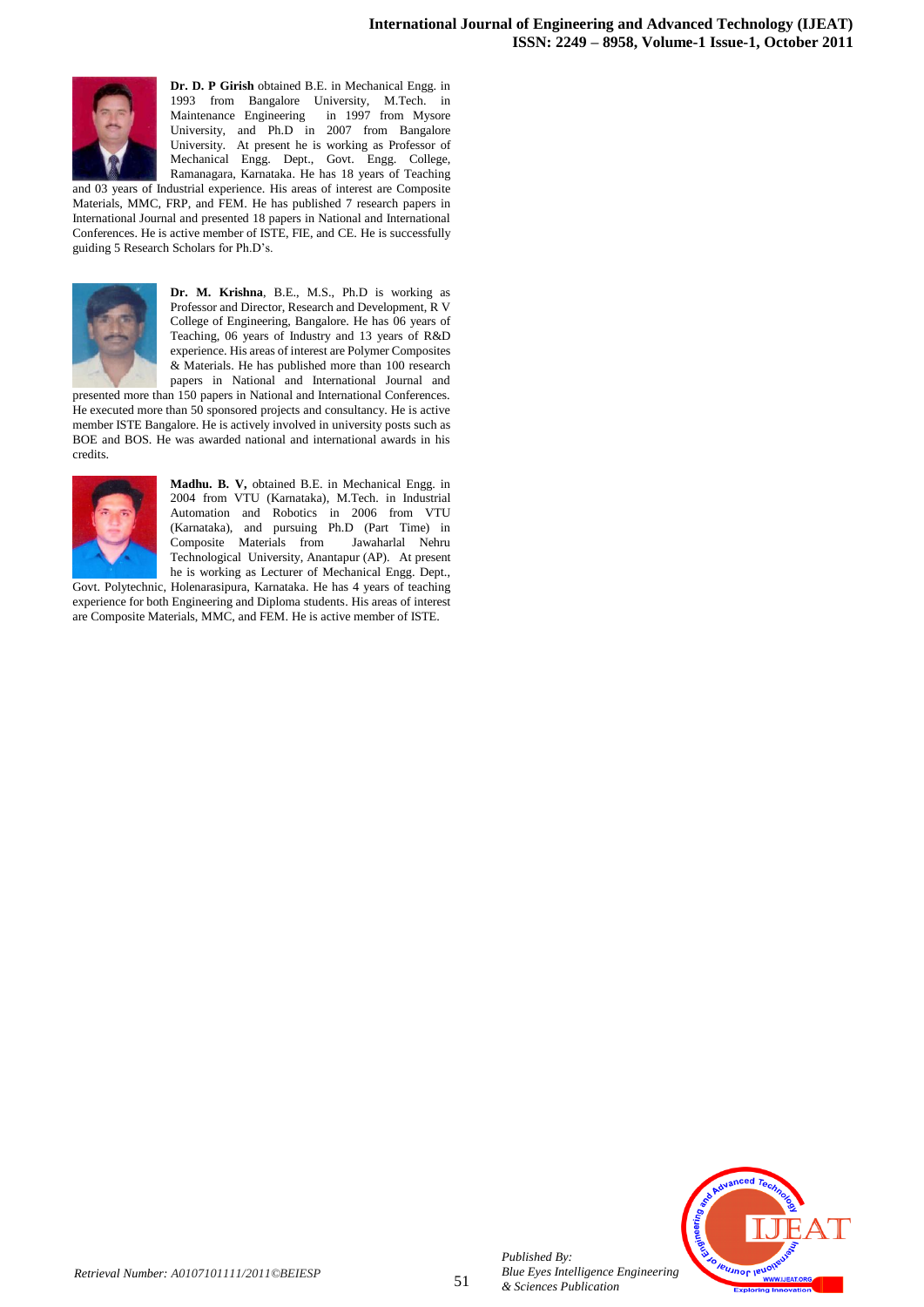**Dr. D. P Girish** obtained B.E. in Mechanical Engg. in 1993 from Bangalore University, M.Tech. in Maintenance Engineering in 1997 from Mysore University, and Ph.D in 2007 from Bangalore University. At present he is working as Professor of Mechanical Engg. Dept., Govt. Engg. College, Ramanagara, Karnataka. He has 18 years of Teaching and 03 years of Industrial experience. His areas of interest are Composite Materials, MMC, FRP, and FEM. He has published 7 research papers in International Journal and presented 18 papers in National and International Conferences. He is active member of ISTE, FIE, and CE. He is successfully guiding 5 Research Scholars for Ph.D's.

**Dr. M. Krishna**, B.E., M.S., Ph.D is working as Professor and Director, Research and Development, R V College of Engineering, Bangalore. He has 06 years of Teaching, 06 years of Industry and 13 years of R&D experience. His areas of interest are Polymer Composites & Materials. He has published more than 100 research papers in National and International Journal and presented more than 150 papers in National and International Conferences. He executed more than 50 sponsored projects and consultancy. He is active member ISTE Bangalore. He is actively involved in university posts such as BOE and BOS. He was awarded national and international awards in his credits.

**Madhu. B. V,** obtained B.E. in Mechanical Engg. in 2004 from VTU (Karnataka), M.Tech. in Industrial Automation and Robotics in 2006 from VTU (Karnataka), and pursuing Ph.D (Part Time) in Composite Materials from Jawaharlal Nehru Technological University, Anantapur (AP). At present he is working as Lecturer of Mechanical Engg. Dept., Govt. Polytechnic, Holenarasipura, Karnataka. He has 4 years of teaching experience for both Engineering and Diploma students. His areas of interest are Composite Materials, MMC, and FEM. He is active member of ISTE.